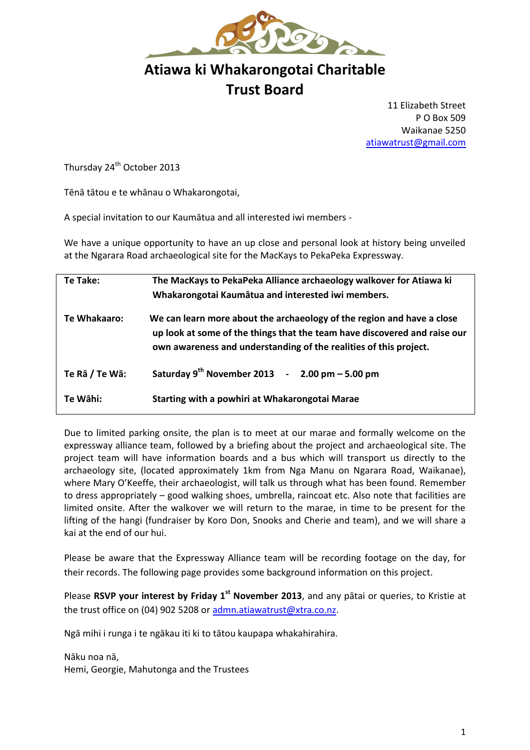# Atiawa ki Whakarongotai Charitable Trust Board

11 Elizabeth Street
P O Box 509
Waikanae 5250
atiawatrust@gmail.com

Thursday 24th October 2013

Tēnā tātou e te whānau o Whakarongotai,

A special invitation to our Kaumātua and all interested iwi members -

We have a unique opportunity to have an up close and personal look at history being unveiled at the Ngarara Road archaeological site for the MacKays to PekaPeka Expressway.

| | |
|---|---|
| **Te Take:** | **The MacKays to PekaPeka Alliance archaeology walkover for Atiawa ki Whakarongotai Kaumātua and interested iwi members.** |
| **Te Whakaaro:** | **We can learn more about the archaeology of the region and have a close up look at some of the things that the team have discovered and raise our own awareness and understanding of the realities of this project.** |
| **Te Rā / Te Wā:** | **Saturday 9th November 2013 - 2.00 pm – 5.00 pm** |
| **Te Wāhi:** | **Starting with a powhiri at Whakarongotai Marae** |

Due to limited parking onsite, the plan is to meet at our marae and formally welcome on the expressway alliance team, followed by a briefing about the project and archaeological site. The project team will have information boards and a bus which will transport us directly to the archaeology site, (located approximately 1km from Nga Manu on Ngarara Road, Waikanae), where Mary O'Keeffe, their archaeologist, will talk us through what has been found. Remember to dress appropriately – good walking shoes, umbrella, raincoat etc. Also note that facilities are limited onsite. After the walkover we will return to the marae, in time to be present for the lifting of the hangi (fundraiser by Koro Don, Snooks and Cherie and team), and we will share a kai at the end of our hui.

Please be aware that the Expressway Alliance team will be recording footage on the day, for their records. The following page provides some background information on this project.

Please **RSVP your interest by Friday 1st November 2013**, and any pātai or queries, to Kristie at the trust office on (04) 902 5208 or admn.atiawatrust@xtra.co.nz.

Ngā mihi i runga i te ngākau iti ki to tātou kaupapa whakahirahira.

Nāku noa nā,
Hemi, Georgie, Mahutonga and the Trustees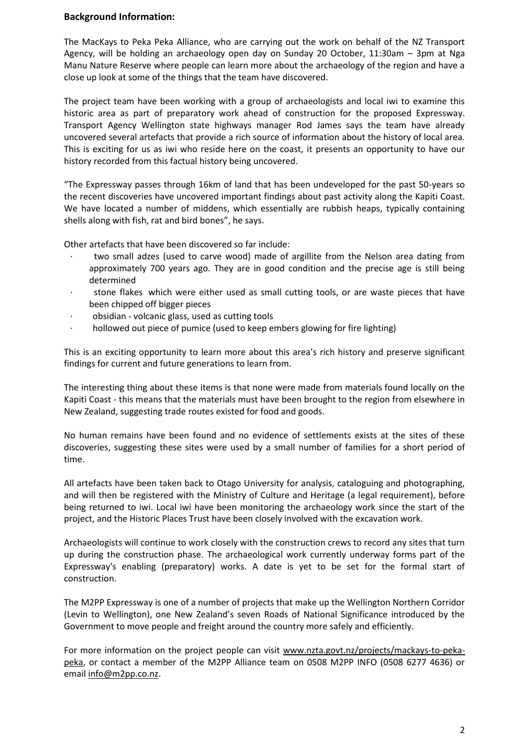**Background Information:**

The MacKays to Peka Peka Alliance, who are carrying out the work on behalf of the NZ Transport Agency, will be holding an archaeology open day on Sunday 20 October, 11:30am – 3pm at Nga Manu Nature Reserve where people can learn more about the archaeology of the region and have a close up look at some of the things that the team have discovered.

The project team have been working with a group of archaeologists and local iwi to examine this historic area as part of preparatory work ahead of construction for the proposed Expressway. Transport Agency Wellington state highways manager Rod James says the team have already uncovered several artefacts that provide a rich source of information about the history of local area. This is exciting for us as iwi who reside here on the coast, it presents an opportunity to have our history recorded from this factual history being uncovered.

"The Expressway passes through 16km of land that has been undeveloped for the past 50-years so the recent discoveries have uncovered important findings about past activity along the Kapiti Coast. We have located a number of middens, which essentially are rubbish heaps, typically containing shells along with fish, rat and bird bones", he says.

Other artefacts that have been discovered so far include:

- two small adzes (used to carve wood) made of argillite from the Nelson area dating from approximately 700 years ago. They are in good condition and the precise age is still being determined
- stone flakes which were either used as small cutting tools, or are waste pieces that have been chipped off bigger pieces
- obsidian - volcanic glass, used as cutting tools
- hollowed out piece of pumice (used to keep embers glowing for fire lighting)

This is an exciting opportunity to learn more about this area's rich history and preserve significant findings for current and future generations to learn from.

The interesting thing about these items is that none were made from materials found locally on the Kapiti Coast - this means that the materials must have been brought to the region from elsewhere in New Zealand, suggesting trade routes existed for food and goods.

No human remains have been found and no evidence of settlements exists at the sites of these discoveries, suggesting these sites were used by a small number of families for a short period of time.

All artefacts have been taken back to Otago University for analysis, cataloguing and photographing, and will then be registered with the Ministry of Culture and Heritage (a legal requirement), before being returned to iwi. Local iwi have been monitoring the archaeology work since the start of the project, and the Historic Places Trust have been closely involved with the excavation work.

Archaeologists will continue to work closely with the construction crews to record any sites that turn up during the construction phase. The archaeological work currently underway forms part of the Expressway's enabling (preparatory) works. A date is yet to be set for the formal start of construction.

The M2PP Expressway is one of a number of projects that make up the Wellington Northern Corridor (Levin to Wellington), one New Zealand's seven Roads of National Significance introduced by the Government to move people and freight around the country more safely and efficiently.

For more information on the project people can visit www.nzta.govt.nz/projects/mackays-to-peka-peka, or contact a member of the M2PP Alliance team on 0508 M2PP INFO (0508 6277 4636) or email info@m2pp.co.nz.